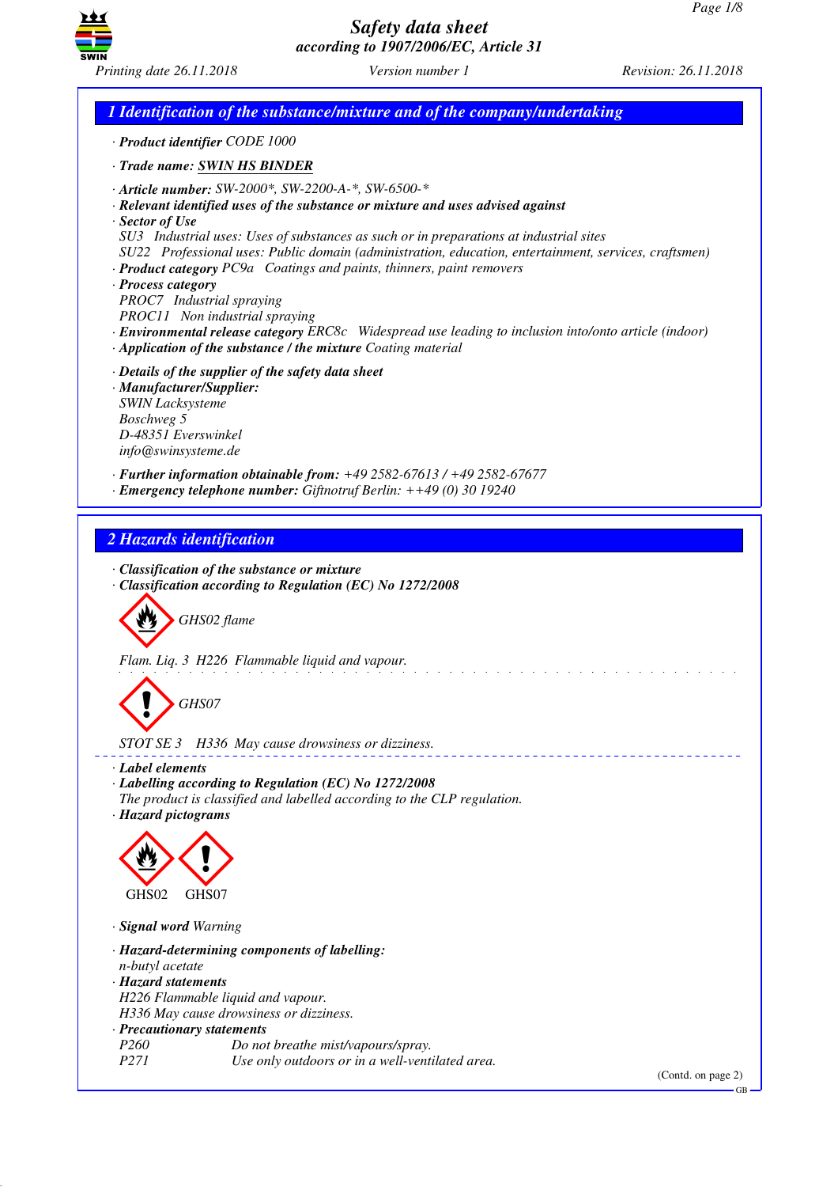# Safety data sheet
*according to 1907/2006/EC, Article 31*

Printing date 26.11.2018 Version number 1 Revision: 26.11.2018

## 1 Identification of the substance/mixture and of the company/undertaking

· **Product identifier** CODE 1000

· **Trade name: SWIN HS BINDER**

· **Article number:** SW-2000*, SW-2200-A-*, SW-6500-*
· **Relevant identified uses of the substance or mixture and uses advised against**
· **Sector of Use**
SU3 Industrial uses: Uses of substances as such or in preparations at industrial sites
SU22 Professional uses: Public domain (administration, education, entertainment, services, craftsmen)
· **Product category** PC9a Coatings and paints, thinners, paint removers
· **Process category**
PROC7 Industrial spraying
PROC11 Non industrial spraying
· **Environmental release category** ERC8c Widespread use leading to inclusion into/onto article (indoor)
· **Application of the substance / the mixture** Coating material

· **Details of the supplier of the safety data sheet**
· **Manufacturer/Supplier:**
SWIN Lacksysteme
Boschweg 5
D-48351 Everswinkel
info@swinsysteme.de

· **Further information obtainable from:** +49 2582-67613 / +49 2582-67677
· **Emergency telephone number:** Giftnotruf Berlin: ++49 (0) 30 19240

## 2 Hazards identification

· **Classification of the substance or mixture**
· **Classification according to Regulation (EC) No 1272/2008**

GHS02 flame

Flam. Liq. 3 H226 Flammable liquid and vapour.

GHS07

STOT SE 3 H336 May cause drowsiness or dizziness.

· **Label elements**
· **Labelling according to Regulation (EC) No 1272/2008**
The product is classified and labelled according to the CLP regulation.
· **Hazard pictograms**

GHS02 GHS07

· **Signal word** Warning

· **Hazard-determining components of labelling:**
n-butyl acetate
· **Hazard statements**
H226 Flammable liquid and vapour.
H336 May cause drowsiness or dizziness.
· **Precautionary statements**

| | |
|---|---|
| P260 | Do not breathe mist/vapours/spray. |
| P271 | Use only outdoors or in a well-ventilated area. |

(Contd. on page 2)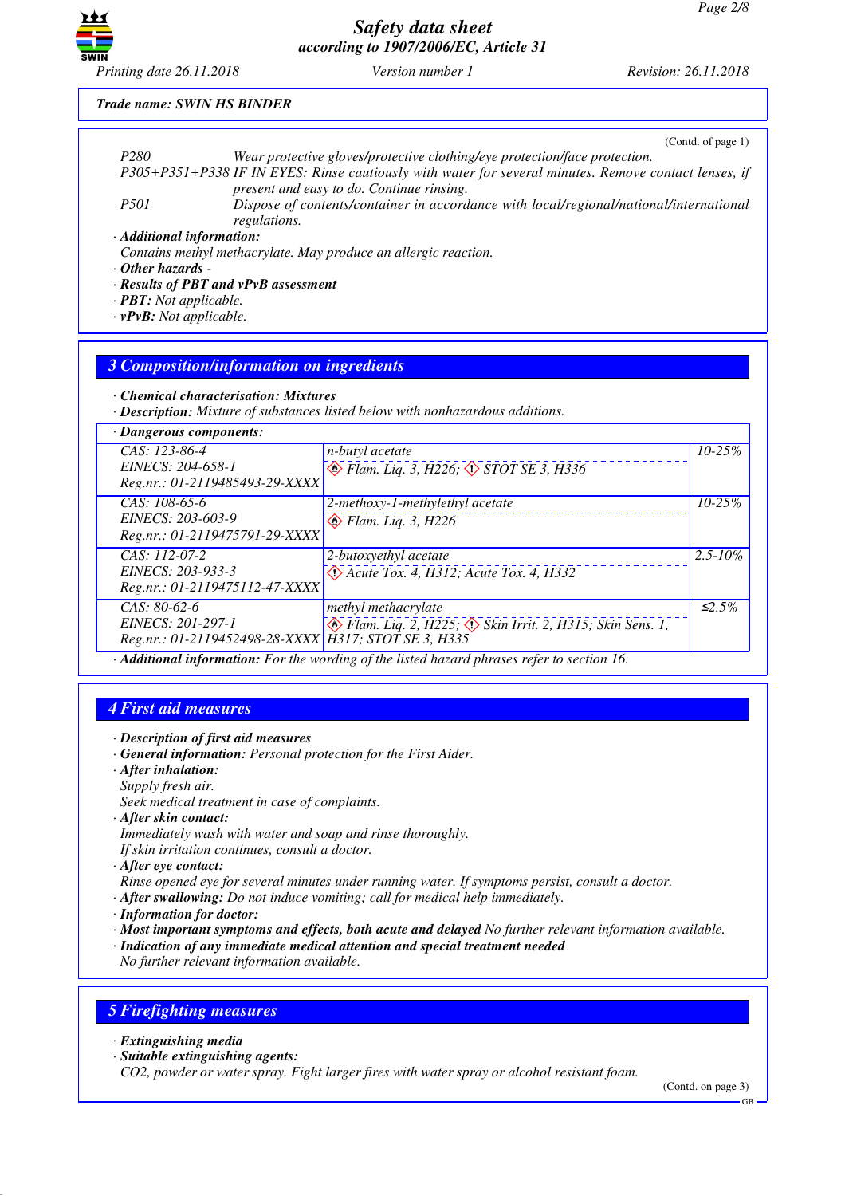Trade name: SWIN HS BINDER

(Contd. of page 1)

| | |
|---|---|
| P280 | Wear protective gloves/protective clothing/eye protection/face protection. |
| P305+P351+P338 | IF IN EYES: Rinse cautiously with water for several minutes. Remove contact lenses, if present and easy to do. Continue rinsing. |
| P501 | Dispose of contents/container in accordance with local/regional/national/international regulations. |

· **Additional information:**
Contains methyl methacrylate. May produce an allergic reaction.

· **Other hazards** -

· **Results of PBT and vPvB assessment**

· **PBT:** Not applicable.

· **vPvB:** Not applicable.

## 3 Composition/information on ingredients

· **Chemical characterisation: Mixtures**

· **Description:** Mixture of substances listed below with nonhazardous additions.

| · Dangerous components: | | |
|---|---|---|
| CAS: 123-86-4<br>EINECS: 204-658-1<br>Reg.nr.: 01-2119485493-29-XXXX | n-butyl acetate<br>Flam. Liq. 3, H226; STOT SE 3, H336 | 10-25% |
| CAS: 108-65-6<br>EINECS: 203-603-9<br>Reg.nr.: 01-2119475791-29-XXXX | 2-methoxy-1-methylethyl acetate<br>Flam. Liq. 3, H226 | 10-25% |
| CAS: 112-07-2<br>EINECS: 203-933-3<br>Reg.nr.: 01-2119475112-47-XXXX | 2-butoxyethyl acetate<br>Acute Tox. 4, H312; Acute Tox. 4, H332 | 2.5-10% |
| CAS: 80-62-6<br>EINECS: 201-297-1<br>Reg.nr.: 01-2119452498-28-XXXX | methyl methacrylate<br>Flam. Liq. 2, H225; Skin Irrit. 2, H315; Skin Sens. 1, H317; STOT SE 3, H335 | ≤2.5% |

· **Additional information:** For the wording of the listed hazard phrases refer to section 16.

## 4 First aid measures

· **Description of first aid measures**

· **General information:** Personal protection for the First Aider.

· **After inhalation:**
Supply fresh air.
Seek medical treatment in case of complaints.

· **After skin contact:**
Immediately wash with water and soap and rinse thoroughly.
If skin irritation continues, consult a doctor.

· **After eye contact:**
Rinse opened eye for several minutes under running water. If symptoms persist, consult a doctor.

· **After swallowing:** Do not induce vomiting; call for medical help immediately.

· **Information for doctor:**

· **Most important symptoms and effects, both acute and delayed** No further relevant information available.

· **Indication of any immediate medical attention and special treatment needed**
No further relevant information available.

## 5 Firefighting measures

· **Extinguishing media**

· **Suitable extinguishing agents:**
$CO_2$, powder or water spray. Fight larger fires with water spray or alcohol resistant foam.

(Contd. on page 3)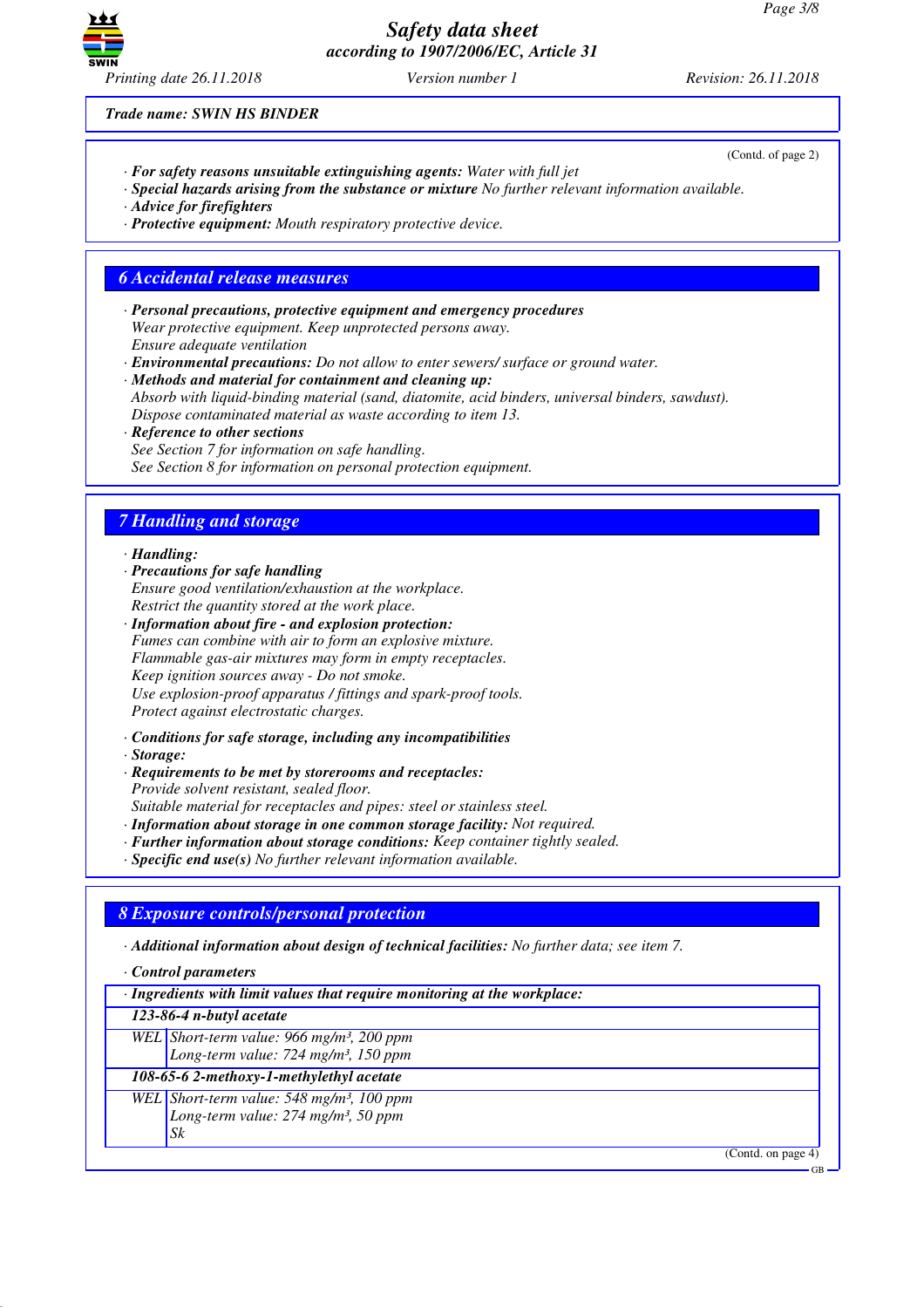*Trade name: SWIN HS BINDER*

(Contd. of page 2)

· ***For safety reasons unsuitable extinguishing agents:*** *Water with full jet*
· ***Special hazards arising from the substance or mixture*** *No further relevant information available.*
· ***Advice for firefighters***
· ***Protective equipment:*** *Mouth respiratory protective device.*

## 6 Accidental release measures

· ***Personal precautions, protective equipment and emergency procedures***
*Wear protective equipment. Keep unprotected persons away.*
*Ensure adequate ventilation*
· ***Environmental precautions:*** *Do not allow to enter sewers/ surface or ground water.*
· ***Methods and material for containment and cleaning up:***
*Absorb with liquid-binding material (sand, diatomite, acid binders, universal binders, sawdust).*
*Dispose contaminated material as waste according to item 13.*
· ***Reference to other sections***
*See Section 7 for information on safe handling.*
*See Section 8 for information on personal protection equipment.*

## 7 Handling and storage

· ***Handling:***
· ***Precautions for safe handling***
*Ensure good ventilation/exhaustion at the workplace.*
*Restrict the quantity stored at the work place.*
· ***Information about fire - and explosion protection:***
*Fumes can combine with air to form an explosive mixture.*
*Flammable gas-air mixtures may form in empty receptacles.*
*Keep ignition sources away - Do not smoke.*
*Use explosion-proof apparatus / fittings and spark-proof tools.*
*Protect against electrostatic charges.*

· ***Conditions for safe storage, including any incompatibilities***
· ***Storage:***
· ***Requirements to be met by storerooms and receptacles:***
*Provide solvent resistant, sealed floor.*
*Suitable material for receptacles and pipes: steel or stainless steel.*
· ***Information about storage in one common storage facility:*** *Not required.*
· ***Further information about storage conditions:*** *Keep container tightly sealed.*
· ***Specific end use(s)*** *No further relevant information available.*

## 8 Exposure controls/personal protection

· ***Additional information about design of technical facilities:*** *No further data; see item 7.*

· ***Control parameters***

| · ***Ingredients with limit values that require monitoring at the workplace:*** | |
|---|---|
| ***123-86-4 n-butyl acetate*** | |
| *WEL* | *Short-term value: 966 mg/m³, 200 ppm*<br>*Long-term value: 724 mg/m³, 150 ppm* |
| ***108-65-6 2-methoxy-1-methylethyl acetate*** | |
| *WEL* | *Short-term value: 548 mg/m³, 100 ppm*<br>*Long-term value: 274 mg/m³, 50 ppm*<br>*Sk* |

(Contd. on page 4)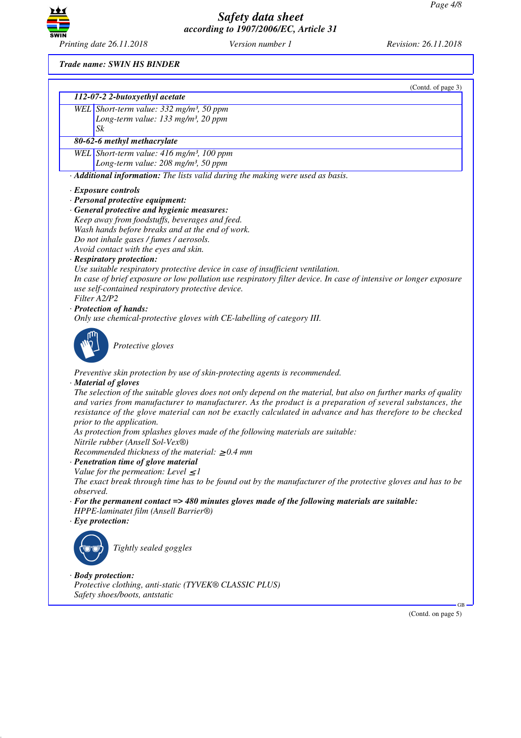**Trade name: SWIN HS BINDER**

(Contd. of page 3)

| **112-07-2 2-butoxyethyl acetate** | |
|---|---|
| WEL | Short-term value: 332 mg/m³, 50 ppm<br>Long-term value: 133 mg/m³, 20 ppm<br>Sk |
| **80-62-6 methyl methacrylate** | |
| WEL | Short-term value: 416 mg/m³, 100 ppm<br>Long-term value: 208 mg/m³, 50 ppm |

· **Additional information:** The lists valid during the making were used as basis.

· **Exposure controls**
· **Personal protective equipment:**
· **General protective and hygienic measures:**
Keep away from foodstuffs, beverages and feed.
Wash hands before breaks and at the end of work.
Do not inhale gases / fumes / aerosols.
Avoid contact with the eyes and skin.
· **Respiratory protection:**
Use suitable respiratory protective device in case of insufficient ventilation.
In case of brief exposure or low pollution use respiratory filter device. In case of intensive or longer exposure use self-contained respiratory protective device.
Filter A2/P2
· **Protection of hands:**
Only use chemical-protective gloves with CE-labelling of category III.

Protective gloves

Preventive skin protection by use of skin-protecting agents is recommended.
· **Material of gloves**
The selection of the suitable gloves does not only depend on the material, but also on further marks of quality and varies from manufacturer to manufacturer. As the product is a preparation of several substances, the resistance of the glove material can not be exactly calculated in advance and has therefore to be checked prior to the application.
As protection from splashes gloves made of the following materials are suitable:
Nitrile rubber (Ansell Sol-Vex®)
Recommended thickness of the material: $\geq$0.4 mm
· **Penetration time of glove material**
Value for the permeation: Level $\leq$1
The exact break through time has to be found out by the manufacturer of the protective gloves and has to be observed.
· **For the permanent contact => 480 minutes gloves made of the following materials are suitable:**
HPPE-laminatet film (Ansell Barrier®)
· **Eye protection:**

Tightly sealed goggles

· **Body protection:**
Protective clothing, anti-static (TYVEK® CLASSIC PLUS)
Safety shoes/boots, antstatic

(Contd. on page 5)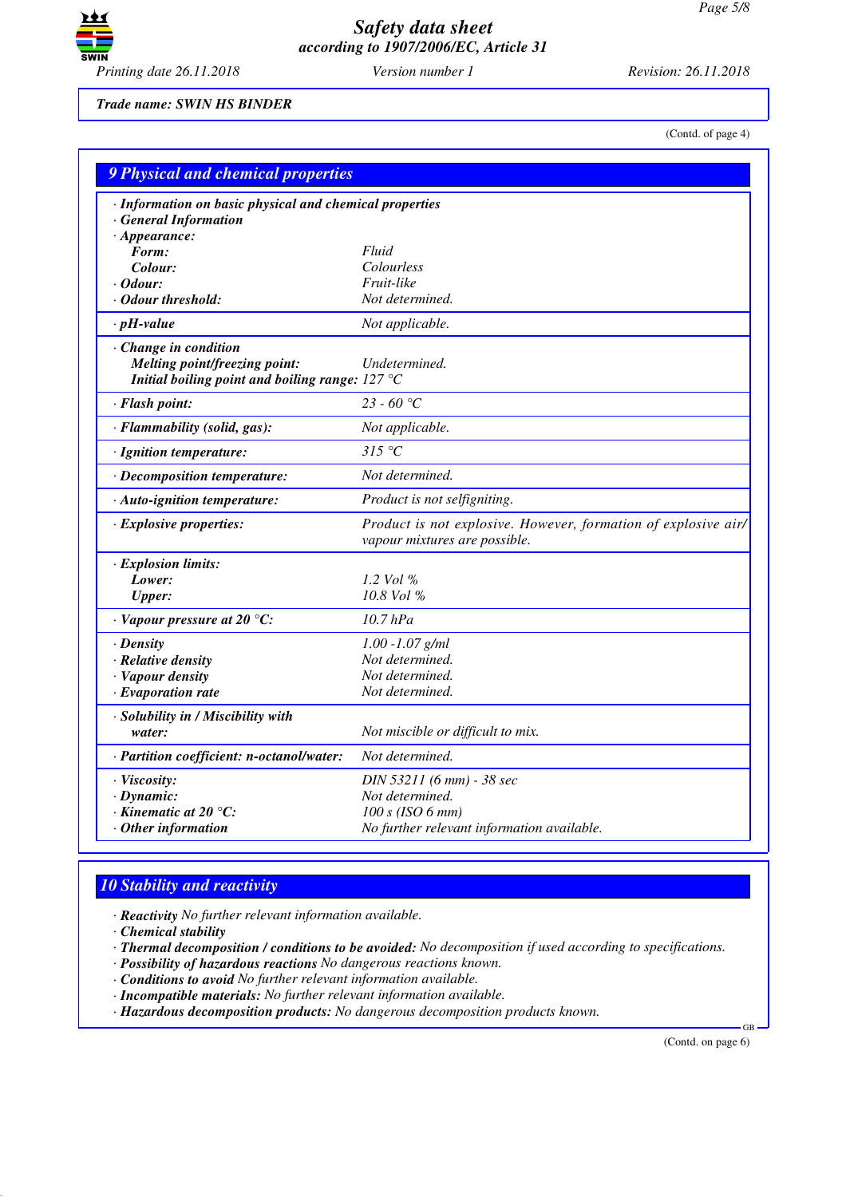Trade name: SWIN HS BINDER

(Contd. of page 4)

## 9 Physical and chemical properties

| · Information on basic physical and chemical properties | |
|---|---|
| · General Information | |
| · Appearance: | |
| Form: | Fluid |
| Colour: | Colourless |
| · Odour: | Fruit-like |
| · Odour threshold: | Not determined. |
| · pH-value | Not applicable. |
| · Change in condition | |
| Melting point/freezing point: | Undetermined. |
| Initial boiling point and boiling range: | 127 °C |
| · Flash point: | 23 - 60 °C |
| · Flammability (solid, gas): | Not applicable. |
| · Ignition temperature: | 315 °C |
| · Decomposition temperature: | Not determined. |
| · Auto-ignition temperature: | Product is not selfigniting. |
| · Explosive properties: | Product is not explosive. However, formation of explosive air/vapour mixtures are possible. |
| · Explosion limits: | |
| Lower: | 1.2 Vol % |
| Upper: | 10.8 Vol % |
| · Vapour pressure at 20 °C: | 10.7 hPa |
| · Density | 1.00 -1.07 g/ml |
| · Relative density | Not determined. |
| · Vapour density | Not determined. |
| · Evaporation rate | Not determined. |
| · Solubility in / Miscibility with water: | Not miscible or difficult to mix. |
| · Partition coefficient: n-octanol/water: | Not determined. |
| · Viscosity: | DIN 53211 (6 mm) - 38 sec |
| · Dynamic: | Not determined. |
| · Kinematic at 20 °C: | 100 s (ISO 6 mm) |
| · Other information | No further relevant information available. |

## 10 Stability and reactivity

· **Reactivity** No further relevant information available.
· **Chemical stability**
· **Thermal decomposition / conditions to be avoided:** No decomposition if used according to specifications.
· **Possibility of hazardous reactions** No dangerous reactions known.
· **Conditions to avoid** No further relevant information available.
· **Incompatible materials:** No further relevant information available.
· **Hazardous decomposition products:** No dangerous decomposition products known.

(Contd. on page 6)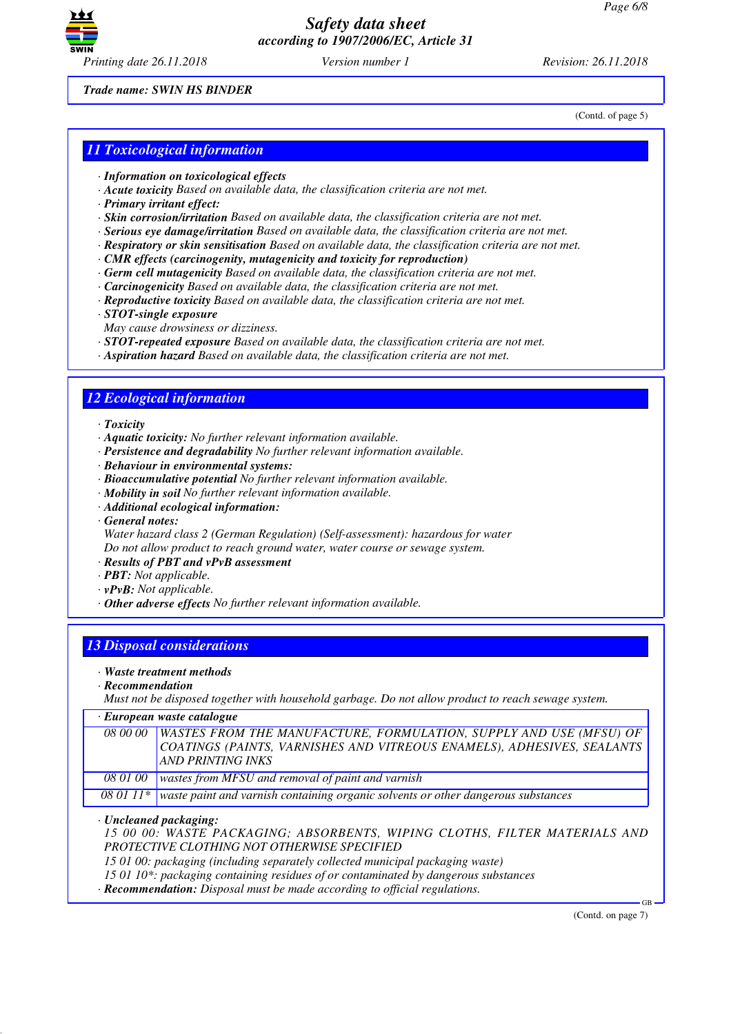Trade name: SWIN HS BINDER

(Contd. of page 5)

## 11 Toxicological information

· **Information on toxicological effects**
· **Acute toxicity** Based on available data, the classification criteria are not met.
· **Primary irritant effect:**
· **Skin corrosion/irritation** Based on available data, the classification criteria are not met.
· **Serious eye damage/irritation** Based on available data, the classification criteria are not met.
· **Respiratory or skin sensitisation** Based on available data, the classification criteria are not met.
· **CMR effects (carcinogenity, mutagenicity and toxicity for reproduction)**
· **Germ cell mutagenicity** Based on available data, the classification criteria are not met.
· **Carcinogenicity** Based on available data, the classification criteria are not met.
· **Reproductive toxicity** Based on available data, the classification criteria are not met.
· **STOT-single exposure**
May cause drowsiness or dizziness.
· **STOT-repeated exposure** Based on available data, the classification criteria are not met.
· **Aspiration hazard** Based on available data, the classification criteria are not met.

## 12 Ecological information

· **Toxicity**
· **Aquatic toxicity:** No further relevant information available.
· **Persistence and degradability** No further relevant information available.
· **Behaviour in environmental systems:**
· **Bioaccumulative potential** No further relevant information available.
· **Mobility in soil** No further relevant information available.
· **Additional ecological information:**
· **General notes:**
Water hazard class 2 (German Regulation) (Self-assessment): hazardous for water
Do not allow product to reach ground water, water course or sewage system.
· **Results of PBT and vPvB assessment**
· **PBT:** Not applicable.
· **vPvB:** Not applicable.
· **Other adverse effects** No further relevant information available.

## 13 Disposal considerations

· **Waste treatment methods**
· **Recommendation**
Must not be disposed together with household garbage. Do not allow product to reach sewage system.

· **European waste catalogue**

| | |
|---|---|
| 08 00 00 | WASTES FROM THE MANUFACTURE, FORMULATION, SUPPLY AND USE (MFSU) OF COATINGS (PAINTS, VARNISHES AND VITREOUS ENAMELS), ADHESIVES, SEALANTS AND PRINTING INKS |
| 08 01 00 | wastes from MFSU and removal of paint and varnish |
| 08 01 11* | waste paint and varnish containing organic solvents or other dangerous substances |

· **Uncleaned packaging:**
15 00 00: WASTE PACKAGING; ABSORBENTS, WIPING CLOTHS, FILTER MATERIALS AND PROTECTIVE CLOTHING NOT OTHERWISE SPECIFIED
15 01 00: packaging (including separately collected municipal packaging waste)
15 01 10*: packaging containing residues of or contaminated by dangerous substances
· **Recommendation:** Disposal must be made according to official regulations.

(Contd. on page 7)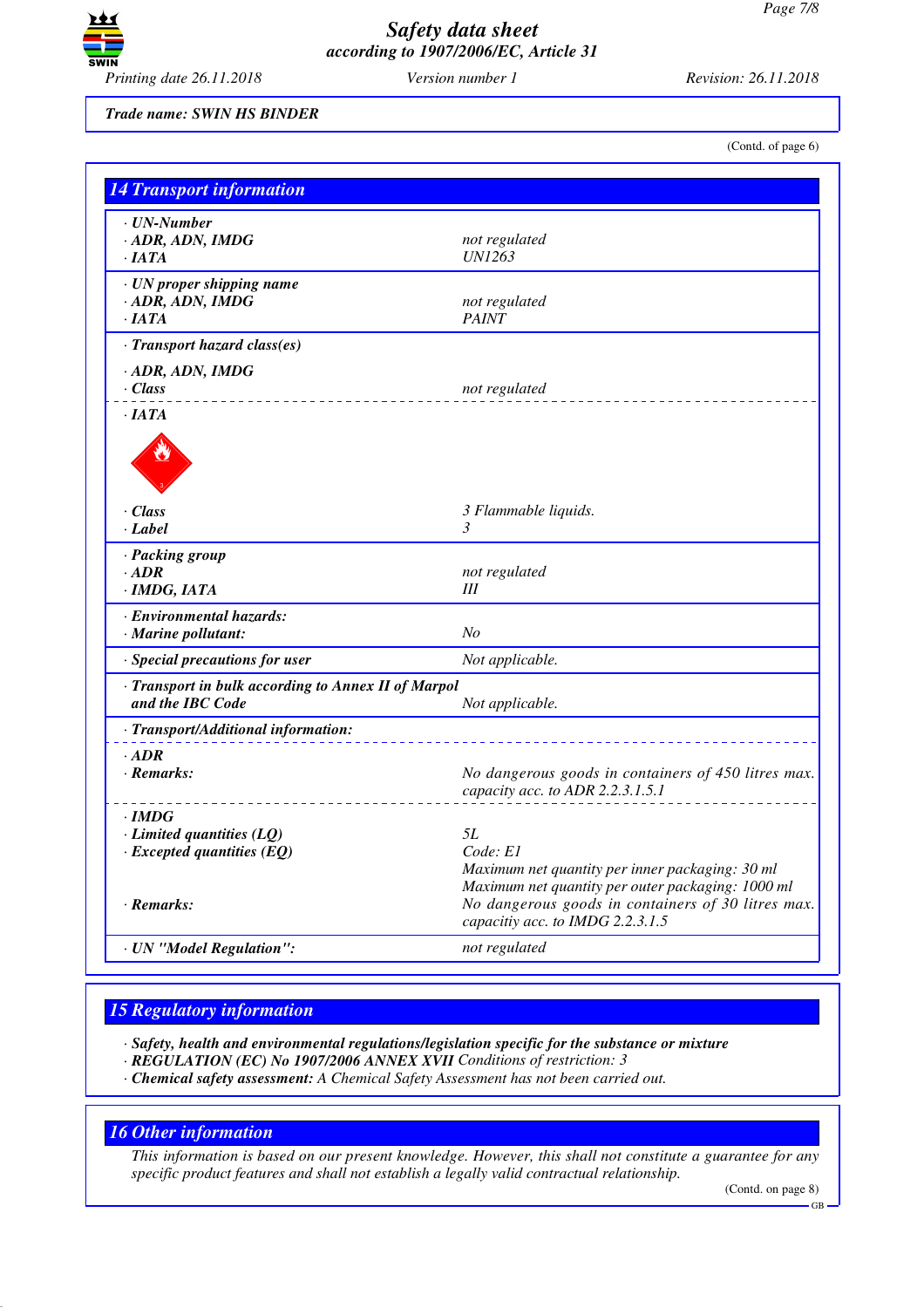**Trade name: SWIN HS BINDER**

(Contd. of page 6)

## 14 Transport information

| | |
|---|---|
| · **UN-Number** | |
| · **ADR, ADN, IMDG** | not regulated |
| · **IATA** | UN1263 |
| · **UN proper shipping name** | |
| · **ADR, ADN, IMDG** | not regulated |
| · **IATA** | PAINT |
| · **Transport hazard class(es)** | |
| · **ADR, ADN, IMDG** | |
| · **Class** | not regulated |
| · **IATA** | |
| · **Class** | 3 Flammable liquids. |
| · **Label** | 3 |
| · **Packing group** | |
| · **ADR** | not regulated |
| · **IMDG, IATA** | III |
| · **Environmental hazards:** | |
| · **Marine pollutant:** | No |
| · **Special precautions for user** | Not applicable. |
| · **Transport in bulk according to Annex II of Marpol and the IBC Code** | Not applicable. |
| · **Transport/Additional information:** | |
| · **ADR** | |
| · **Remarks:** | No dangerous goods in containers of 450 litres max. capacity acc. to ADR 2.2.3.1.5.1 |
| · **IMDG** | |
| · **Limited quantities (LQ)** | 5L |
| · **Excepted quantities (EQ)** | Code: E1<br>Maximum net quantity per inner packaging: 30 ml<br>Maximum net quantity per outer packaging: 1000 ml |
| · **Remarks:** | No dangerous goods in containers of 30 litres max. capacitiy acc. to IMDG 2.2.3.1.5 |
| · **UN "Model Regulation":** | not regulated |

## 15 Regulatory information

· **Safety, health and environmental regulations/legislation specific for the substance or mixture**
· **REGULATION (EC) No 1907/2006 ANNEX XVII** Conditions of restriction: 3
· **Chemical safety assessment:** A Chemical Safety Assessment has not been carried out.

## 16 Other information

This information is based on our present knowledge. However, this shall not constitute a guarantee for any specific product features and shall not establish a legally valid contractual relationship.

(Contd. on page 8)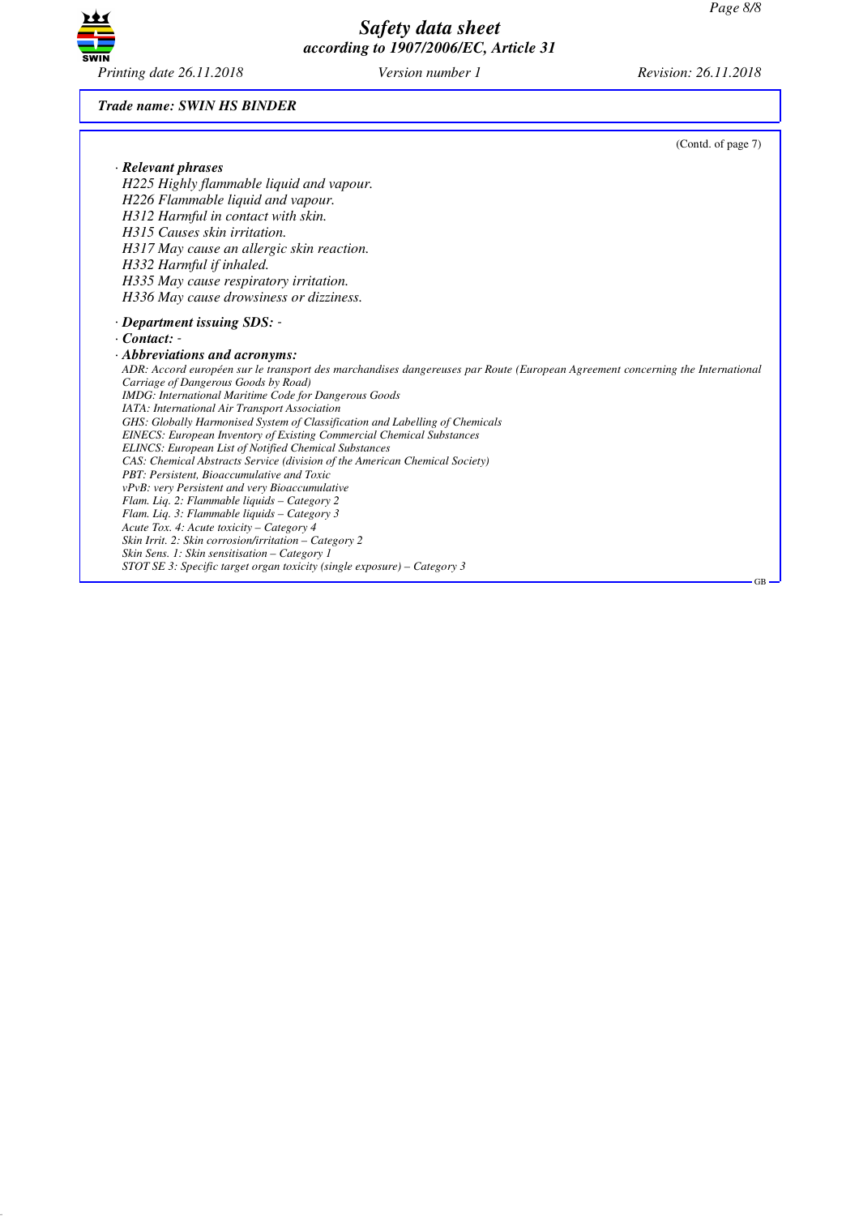*Trade name: SWIN HS BINDER*

(Contd. of page 7)

· ***Relevant phrases***

*H225 Highly flammable liquid and vapour.*
*H226 Flammable liquid and vapour.*
*H312 Harmful in contact with skin.*
*H315 Causes skin irritation.*
*H317 May cause an allergic skin reaction.*
*H332 Harmful if inhaled.*
*H335 May cause respiratory irritation.*
*H336 May cause drowsiness or dizziness.*

· ***Department issuing SDS:*** -

· ***Contact:*** -

· ***Abbreviations and acronyms:***

*ADR: Accord européen sur le transport des marchandises dangereuses par Route (European Agreement concerning the International Carriage of Dangerous Goods by Road)*
*IMDG: International Maritime Code for Dangerous Goods*
*IATA: International Air Transport Association*
*GHS: Globally Harmonised System of Classification and Labelling of Chemicals*
*EINECS: European Inventory of Existing Commercial Chemical Substances*
*ELINCS: European List of Notified Chemical Substances*
*CAS: Chemical Abstracts Service (division of the American Chemical Society)*
*PBT: Persistent, Bioaccumulative and Toxic*
*vPvB: very Persistent and very Bioaccumulative*
*Flam. Liq. 2: Flammable liquids – Category 2*
*Flam. Liq. 3: Flammable liquids – Category 3*
*Acute Tox. 4: Acute toxicity – Category 4*
*Skin Irrit. 2: Skin corrosion/irritation – Category 2*
*Skin Sens. 1: Skin sensitisation – Category 1*
*STOT SE 3: Specific target organ toxicity (single exposure) – Category 3*

GB